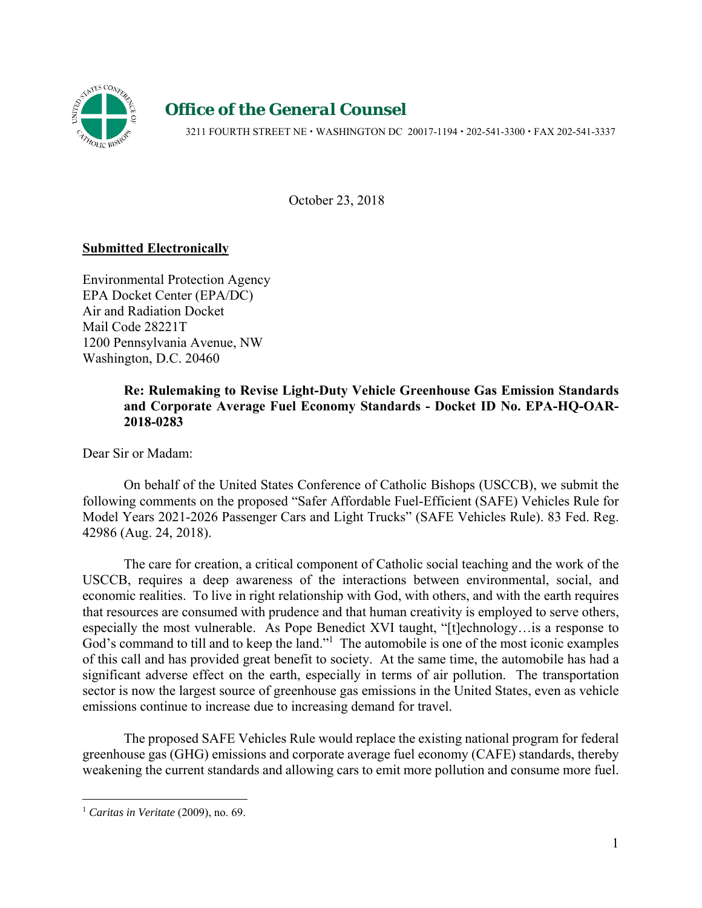# Office of the General Counsel

3211 FOURTH STREET NE • WASHINGTON DC 20017-1194 • 202-541-3300 • FAX 202-541-3337

October 23, 2018

**Submitted Electronically**

Environmental Protection Agency
EPA Docket Center (EPA/DC)
Air and Radiation Docket
Mail Code 28221T
1200 Pennsylvania Avenue, NW
Washington, D.C. 20460

**Re: Rulemaking to Revise Light-Duty Vehicle Greenhouse Gas Emission Standards and Corporate Average Fuel Economy Standards - Docket ID No. EPA-HQ-OAR-2018-0283**

Dear Sir or Madam:

On behalf of the United States Conference of Catholic Bishops (USCCB), we submit the following comments on the proposed "Safer Affordable Fuel-Efficient (SAFE) Vehicles Rule for Model Years 2021-2026 Passenger Cars and Light Trucks" (SAFE Vehicles Rule). 83 Fed. Reg. 42986 (Aug. 24, 2018).

The care for creation, a critical component of Catholic social teaching and the work of the USCCB, requires a deep awareness of the interactions between environmental, social, and economic realities. To live in right relationship with God, with others, and with the earth requires that resources are consumed with prudence and that human creativity is employed to serve others, especially the most vulnerable. As Pope Benedict XVI taught, "[t]echnology…is a response to God's command to till and to keep the land."[1] The automobile is one of the most iconic examples of this call and has provided great benefit to society. At the same time, the automobile has had a significant adverse effect on the earth, especially in terms of air pollution. The transportation sector is now the largest source of greenhouse gas emissions in the United States, even as vehicle emissions continue to increase due to increasing demand for travel.

The proposed SAFE Vehicles Rule would replace the existing national program for federal greenhouse gas (GHG) emissions and corporate average fuel economy (CAFE) standards, thereby weakening the current standards and allowing cars to emit more pollution and consume more fuel.

---

[1] *Caritas in Veritate* (2009), no. 69.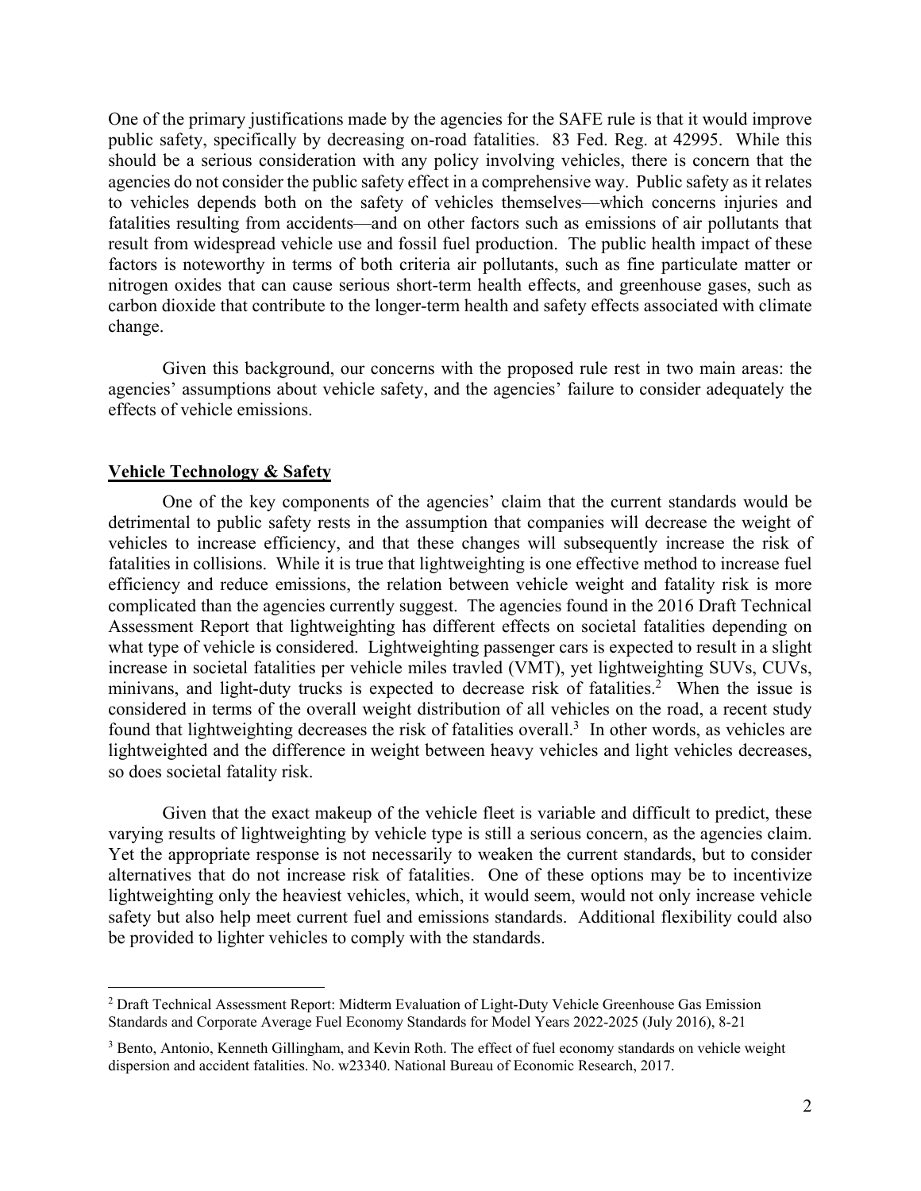One of the primary justifications made by the agencies for the SAFE rule is that it would improve public safety, specifically by decreasing on-road fatalities. 83 Fed. Reg. at 42995. While this should be a serious consideration with any policy involving vehicles, there is concern that the agencies do not consider the public safety effect in a comprehensive way. Public safety as it relates to vehicles depends both on the safety of vehicles themselves—which concerns injuries and fatalities resulting from accidents—and on other factors such as emissions of air pollutants that result from widespread vehicle use and fossil fuel production. The public health impact of these factors is noteworthy in terms of both criteria air pollutants, such as fine particulate matter or nitrogen oxides that can cause serious short-term health effects, and greenhouse gases, such as carbon dioxide that contribute to the longer-term health and safety effects associated with climate change.

Given this background, our concerns with the proposed rule rest in two main areas: the agencies' assumptions about vehicle safety, and the agencies' failure to consider adequately the effects of vehicle emissions.

## Vehicle Technology & Safety

One of the key components of the agencies' claim that the current standards would be detrimental to public safety rests in the assumption that companies will decrease the weight of vehicles to increase efficiency, and that these changes will subsequently increase the risk of fatalities in collisions. While it is true that lightweighting is one effective method to increase fuel efficiency and reduce emissions, the relation between vehicle weight and fatality risk is more complicated than the agencies currently suggest. The agencies found in the 2016 Draft Technical Assessment Report that lightweighting has different effects on societal fatalities depending on what type of vehicle is considered. Lightweighting passenger cars is expected to result in a slight increase in societal fatalities per vehicle miles travled (VMT), yet lightweighting SUVs, CUVs, minivans, and light-duty trucks is expected to decrease risk of fatalities.[2] When the issue is considered in terms of the overall weight distribution of all vehicles on the road, a recent study found that lightweighting decreases the risk of fatalities overall.[3] In other words, as vehicles are lightweighted and the difference in weight between heavy vehicles and light vehicles decreases, so does societal fatality risk.

Given that the exact makeup of the vehicle fleet is variable and difficult to predict, these varying results of lightweighting by vehicle type is still a serious concern, as the agencies claim. Yet the appropriate response is not necessarily to weaken the current standards, but to consider alternatives that do not increase risk of fatalities. One of these options may be to incentivize lightweighting only the heaviest vehicles, which, it would seem, would not only increase vehicle safety but also help meet current fuel and emissions standards. Additional flexibility could also be provided to lighter vehicles to comply with the standards.

---

[2] Draft Technical Assessment Report: Midterm Evaluation of Light-Duty Vehicle Greenhouse Gas Emission Standards and Corporate Average Fuel Economy Standards for Model Years 2022-2025 (July 2016), 8-21

[3] Bento, Antonio, Kenneth Gillingham, and Kevin Roth. The effect of fuel economy standards on vehicle weight dispersion and accident fatalities. No. w23340. National Bureau of Economic Research, 2017.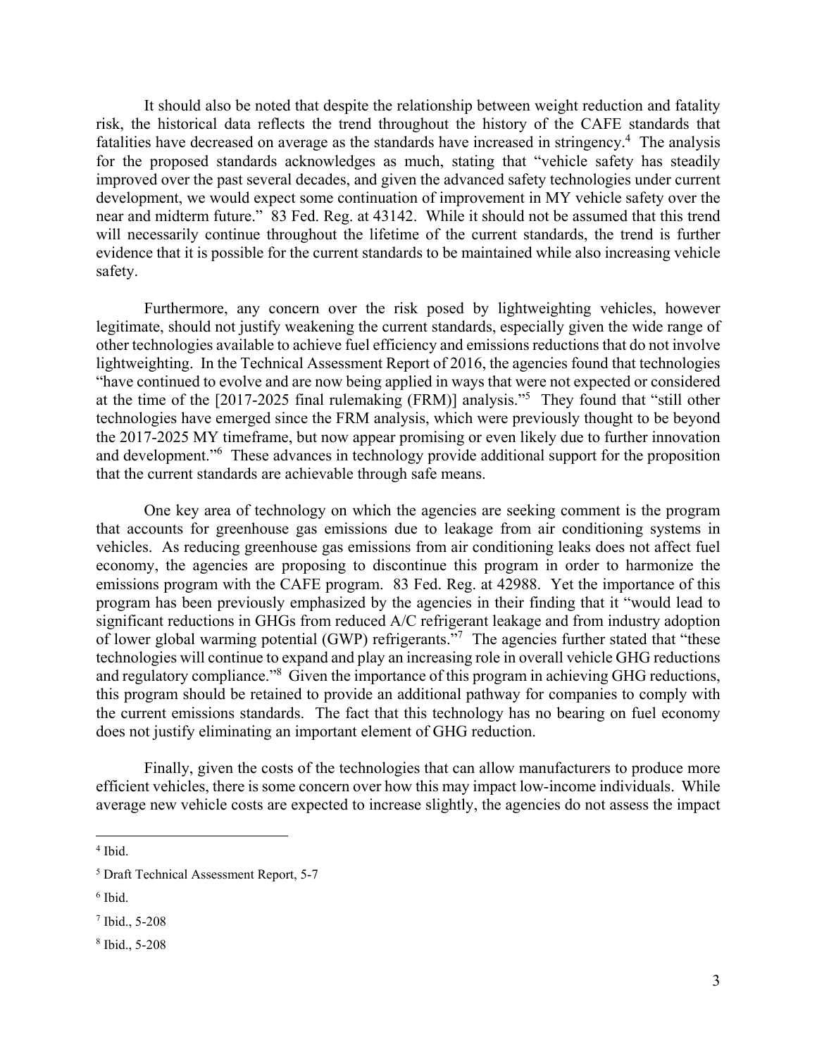It should also be noted that despite the relationship between weight reduction and fatality risk, the historical data reflects the trend throughout the history of the CAFE standards that fatalities have decreased on average as the standards have increased in stringency.[4] The analysis for the proposed standards acknowledges as much, stating that "vehicle safety has steadily improved over the past several decades, and given the advanced safety technologies under current development, we would expect some continuation of improvement in MY vehicle safety over the near and midterm future." 83 Fed. Reg. at 43142. While it should not be assumed that this trend will necessarily continue throughout the lifetime of the current standards, the trend is further evidence that it is possible for the current standards to be maintained while also increasing vehicle safety.

Furthermore, any concern over the risk posed by lightweighting vehicles, however legitimate, should not justify weakening the current standards, especially given the wide range of other technologies available to achieve fuel efficiency and emissions reductions that do not involve lightweighting. In the Technical Assessment Report of 2016, the agencies found that technologies "have continued to evolve and are now being applied in ways that were not expected or considered at the time of the [2017-2025 final rulemaking (FRM)] analysis."[5] They found that "still other technologies have emerged since the FRM analysis, which were previously thought to be beyond the 2017-2025 MY timeframe, but now appear promising or even likely due to further innovation and development."[6] These advances in technology provide additional support for the proposition that the current standards are achievable through safe means.

One key area of technology on which the agencies are seeking comment is the program that accounts for greenhouse gas emissions due to leakage from air conditioning systems in vehicles. As reducing greenhouse gas emissions from air conditioning leaks does not affect fuel economy, the agencies are proposing to discontinue this program in order to harmonize the emissions program with the CAFE program. 83 Fed. Reg. at 42988. Yet the importance of this program has been previously emphasized by the agencies in their finding that it "would lead to significant reductions in GHGs from reduced A/C refrigerant leakage and from industry adoption of lower global warming potential (GWP) refrigerants."[7] The agencies further stated that "these technologies will continue to expand and play an increasing role in overall vehicle GHG reductions and regulatory compliance."[8] Given the importance of this program in achieving GHG reductions, this program should be retained to provide an additional pathway for companies to comply with the current emissions standards. The fact that this technology has no bearing on fuel economy does not justify eliminating an important element of GHG reduction.

Finally, given the costs of the technologies that can allow manufacturers to produce more efficient vehicles, there is some concern over how this may impact low-income individuals. While average new vehicle costs are expected to increase slightly, the agencies do not assess the impact

---

[4] Ibid.

[5] Draft Technical Assessment Report, 5-7

[6] Ibid.

[7] Ibid., 5-208

[8] Ibid., 5-208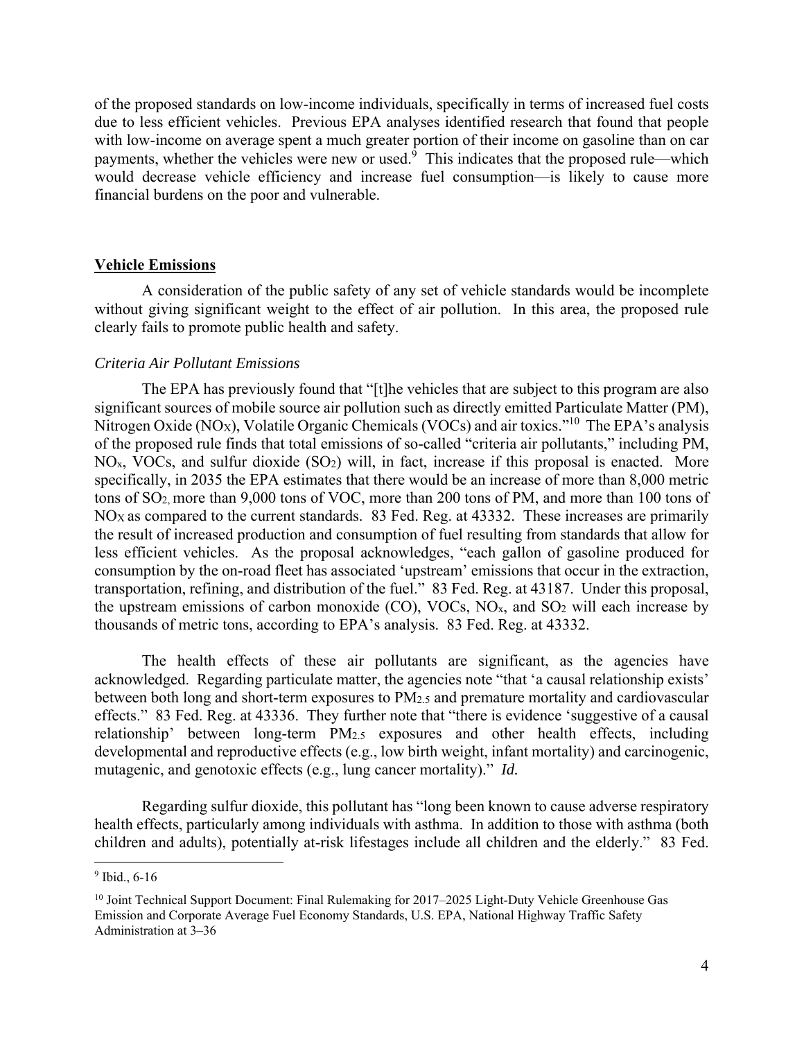of the proposed standards on low-income individuals, specifically in terms of increased fuel costs due to less efficient vehicles. Previous EPA analyses identified research that found that people with low-income on average spent a much greater portion of their income on gasoline than on car payments, whether the vehicles were new or used.[9] This indicates that the proposed rule—which would decrease vehicle efficiency and increase fuel consumption—is likely to cause more financial burdens on the poor and vulnerable.

## Vehicle Emissions

A consideration of the public safety of any set of vehicle standards would be incomplete without giving significant weight to the effect of air pollution. In this area, the proposed rule clearly fails to promote public health and safety.

### *Criteria Air Pollutant Emissions*

The EPA has previously found that "[t]he vehicles that are subject to this program are also significant sources of mobile source air pollution such as directly emitted Particulate Matter (PM), Nitrogen Oxide ($NO_X$), Volatile Organic Chemicals (VOCs) and air toxics."[10] The EPA's analysis of the proposed rule finds that total emissions of so-called "criteria air pollutants," including PM, $NO_x$, VOCs, and sulfur dioxide ($SO_2$) will, in fact, increase if this proposal is enacted. More specifically, in 2035 the EPA estimates that there would be an increase of more than 8,000 metric tons of $SO_2$, more than 9,000 tons of VOC, more than 200 tons of PM, and more than 100 tons of $NO_X$ as compared to the current standards. 83 Fed. Reg. at 43332. These increases are primarily the result of increased production and consumption of fuel resulting from standards that allow for less efficient vehicles. As the proposal acknowledges, "each gallon of gasoline produced for consumption by the on-road fleet has associated 'upstream' emissions that occur in the extraction, transportation, refining, and distribution of the fuel." 83 Fed. Reg. at 43187. Under this proposal, the upstream emissions of carbon monoxide (CO), VOCs, $NO_x$, and $SO_2$ will each increase by thousands of metric tons, according to EPA's analysis. 83 Fed. Reg. at 43332.

The health effects of these air pollutants are significant, as the agencies have acknowledged. Regarding particulate matter, the agencies note "that 'a causal relationship exists' between both long and short-term exposures to $PM_{2.5}$ and premature mortality and cardiovascular effects." 83 Fed. Reg. at 43336. They further note that "there is evidence 'suggestive of a causal relationship' between long-term $PM_{2.5}$ exposures and other health effects, including developmental and reproductive effects (e.g., low birth weight, infant mortality) and carcinogenic, mutagenic, and genotoxic effects (e.g., lung cancer mortality)." *Id.*

Regarding sulfur dioxide, this pollutant has "long been known to cause adverse respiratory health effects, particularly among individuals with asthma. In addition to those with asthma (both children and adults), potentially at-risk lifestages include all children and the elderly." 83 Fed.

---

[9] Ibid., 6-16

[10] Joint Technical Support Document: Final Rulemaking for 2017–2025 Light-Duty Vehicle Greenhouse Gas Emission and Corporate Average Fuel Economy Standards, U.S. EPA, National Highway Traffic Safety Administration at 3–36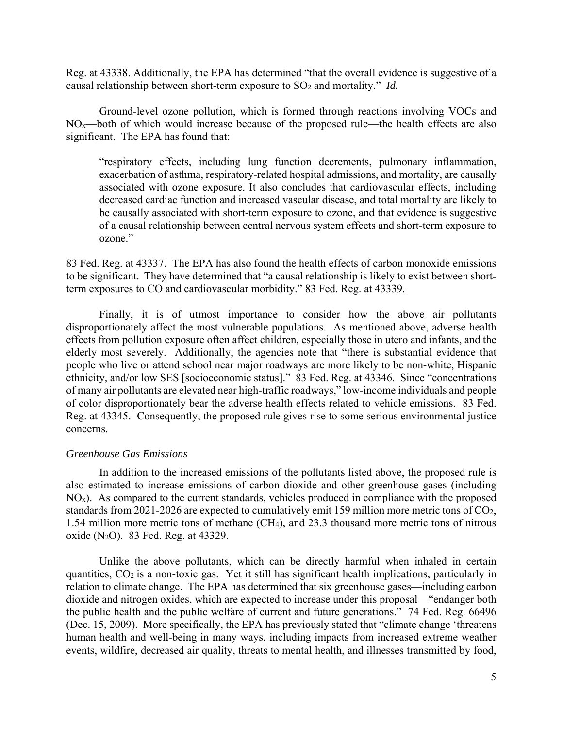Reg. at 43338. Additionally, the EPA has determined "that the overall evidence is suggestive of a causal relationship between short-term exposure to $SO_2$ and mortality." *Id.*

Ground-level ozone pollution, which is formed through reactions involving VOCs and $NO_x$—both of which would increase because of the proposed rule—the health effects are also significant. The EPA has found that:

> "respiratory effects, including lung function decrements, pulmonary inflammation, exacerbation of asthma, respiratory-related hospital admissions, and mortality, are causally associated with ozone exposure. It also concludes that cardiovascular effects, including decreased cardiac function and increased vascular disease, and total mortality are likely to be causally associated with short-term exposure to ozone, and that evidence is suggestive of a causal relationship between central nervous system effects and short-term exposure to ozone."

83 Fed. Reg. at 43337. The EPA has also found the health effects of carbon monoxide emissions to be significant. They have determined that "a causal relationship is likely to exist between short-term exposures to CO and cardiovascular morbidity." 83 Fed. Reg. at 43339.

Finally, it is of utmost importance to consider how the above air pollutants disproportionately affect the most vulnerable populations. As mentioned above, adverse health effects from pollution exposure often affect children, especially those in utero and infants, and the elderly most severely. Additionally, the agencies note that "there is substantial evidence that people who live or attend school near major roadways are more likely to be non-white, Hispanic ethnicity, and/or low SES [socioeconomic status]." 83 Fed. Reg. at 43346. Since "concentrations of many air pollutants are elevated near high-traffic roadways," low-income individuals and people of color disproportionately bear the adverse health effects related to vehicle emissions. 83 Fed. Reg. at 43345. Consequently, the proposed rule gives rise to some serious environmental justice concerns.

*Greenhouse Gas Emissions*

In addition to the increased emissions of the pollutants listed above, the proposed rule is also estimated to increase emissions of carbon dioxide and other greenhouse gases (including $NO_x$). As compared to the current standards, vehicles produced in compliance with the proposed standards from 2021-2026 are expected to cumulatively emit 159 million more metric tons of $CO_2$, 1.54 million more metric tons of methane ($CH_4$), and 23.3 thousand more metric tons of nitrous oxide ($N_2O$). 83 Fed. Reg. at 43329.

Unlike the above pollutants, which can be directly harmful when inhaled in certain quantities, $CO_2$ is a non-toxic gas. Yet it still has significant health implications, particularly in relation to climate change. The EPA has determined that six greenhouse gases—including carbon dioxide and nitrogen oxides, which are expected to increase under this proposal—"endanger both the public health and the public welfare of current and future generations." 74 Fed. Reg. 66496 (Dec. 15, 2009). More specifically, the EPA has previously stated that "climate change 'threatens human health and well-being in many ways, including impacts from increased extreme weather events, wildfire, decreased air quality, threats to mental health, and illnesses transmitted by food,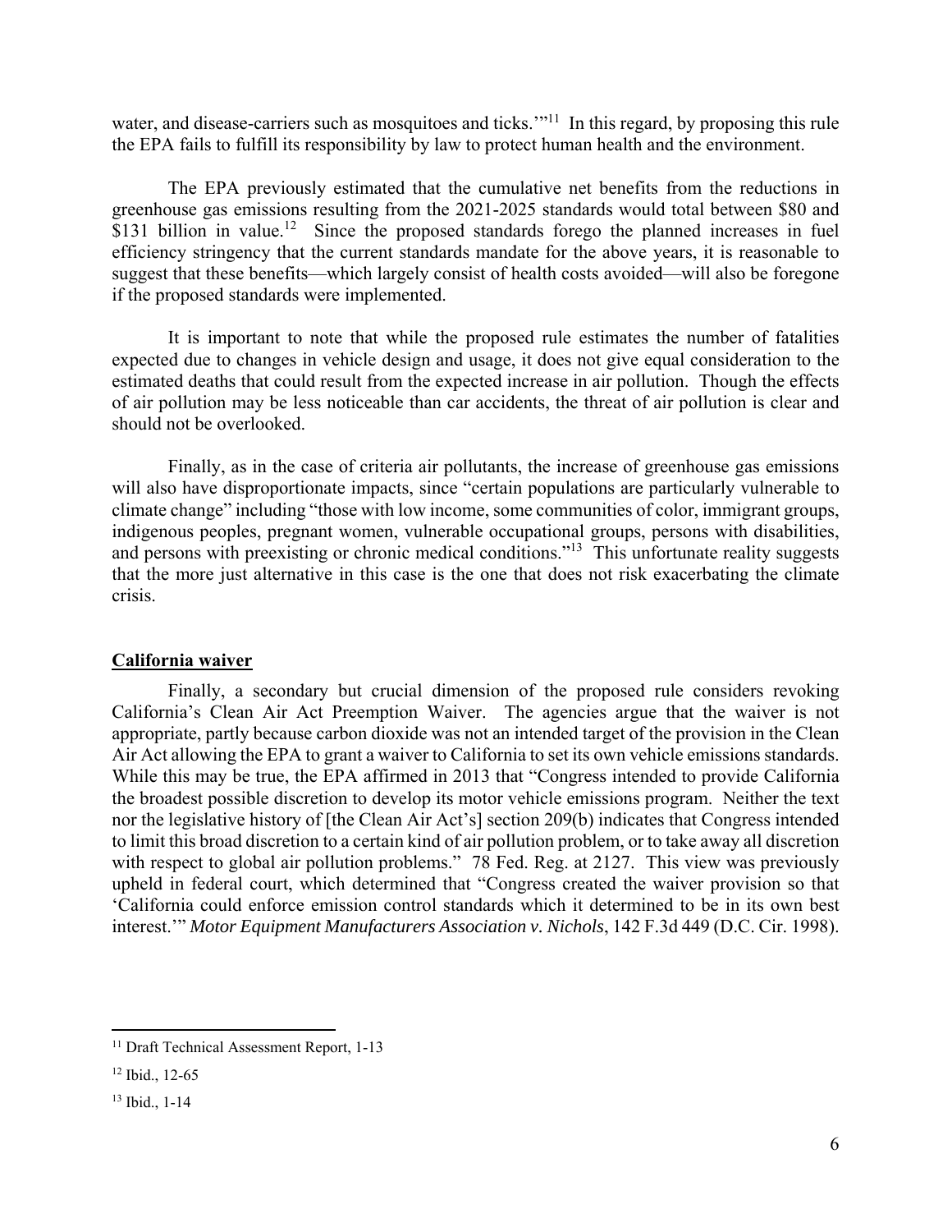water, and disease-carriers such as mosquitoes and ticks.'"[11] In this regard, by proposing this rule the EPA fails to fulfill its responsibility by law to protect human health and the environment.

The EPA previously estimated that the cumulative net benefits from the reductions in greenhouse gas emissions resulting from the 2021-2025 standards would total between $80 and $131 billion in value.[12] Since the proposed standards forego the planned increases in fuel efficiency stringency that the current standards mandate for the above years, it is reasonable to suggest that these benefits—which largely consist of health costs avoided—will also be foregone if the proposed standards were implemented.

It is important to note that while the proposed rule estimates the number of fatalities expected due to changes in vehicle design and usage, it does not give equal consideration to the estimated deaths that could result from the expected increase in air pollution. Though the effects of air pollution may be less noticeable than car accidents, the threat of air pollution is clear and should not be overlooked.

Finally, as in the case of criteria air pollutants, the increase of greenhouse gas emissions will also have disproportionate impacts, since "certain populations are particularly vulnerable to climate change" including "those with low income, some communities of color, immigrant groups, indigenous peoples, pregnant women, vulnerable occupational groups, persons with disabilities, and persons with preexisting or chronic medical conditions."[13] This unfortunate reality suggests that the more just alternative in this case is the one that does not risk exacerbating the climate crisis.

**California waiver**

Finally, a secondary but crucial dimension of the proposed rule considers revoking California's Clean Air Act Preemption Waiver. The agencies argue that the waiver is not appropriate, partly because carbon dioxide was not an intended target of the provision in the Clean Air Act allowing the EPA to grant a waiver to California to set its own vehicle emissions standards. While this may be true, the EPA affirmed in 2013 that "Congress intended to provide California the broadest possible discretion to develop its motor vehicle emissions program. Neither the text nor the legislative history of [the Clean Air Act's] section 209(b) indicates that Congress intended to limit this broad discretion to a certain kind of air pollution problem, or to take away all discretion with respect to global air pollution problems." 78 Fed. Reg. at 2127. This view was previously upheld in federal court, which determined that "Congress created the waiver provision so that 'California could enforce emission control standards which it determined to be in its own best interest.'" *Motor Equipment Manufacturers Association v. Nichols*, 142 F.3d 449 (D.C. Cir. 1998).

[11] Draft Technical Assessment Report, 1-13

[12] Ibid., 12-65

[13] Ibid., 1-14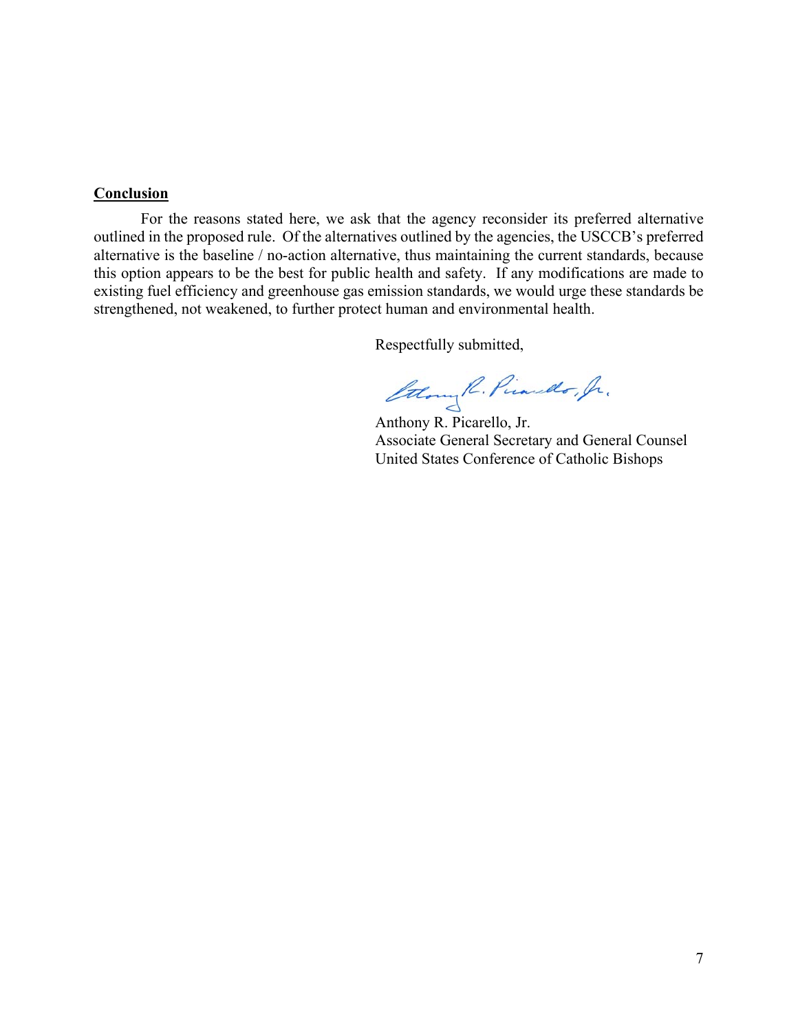**Conclusion**

For the reasons stated here, we ask that the agency reconsider its preferred alternative outlined in the proposed rule. Of the alternatives outlined by the agencies, the USCCB's preferred alternative is the baseline / no-action alternative, thus maintaining the current standards, because this option appears to be the best for public health and safety. If any modifications are made to existing fuel efficiency and greenhouse gas emission standards, we would urge these standards be strengthened, not weakened, to further protect human and environmental health.

Respectfully submitted,

Anthony R. Picarello, Jr.
Associate General Secretary and General Counsel
United States Conference of Catholic Bishops